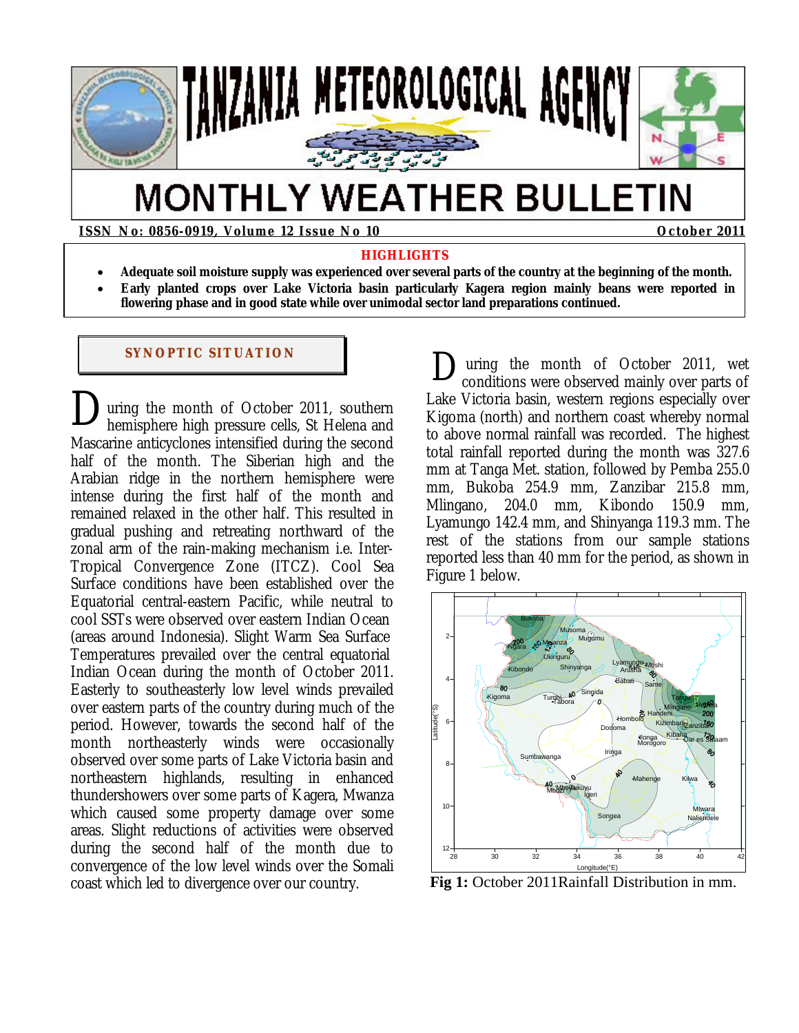# TANZANIA METEOROLOGICAL AGENCY

# MONTHLY WEATHER BULLETIN

**ISSN No: 0856-0919, Volume 12 Issue No 10** **October 2011**

## HIGHLIGHTS

- **Adequate soil moisture supply was experienced over several parts of the country at the beginning of the month.**
- **Early planted crops over Lake Victoria basin particularly Kagera region mainly beans were reported in flowering phase and in good state while over unimodal sector land preparations continued.**

## SYNOPTIC SITUATION

During the month of October 2011, southern hemisphere high pressure cells, St Helena and Mascarine anticyclones intensified during the second half of the month. The Siberian high and the Arabian ridge in the northern hemisphere were intense during the first half of the month and remained relaxed in the other half. This resulted in gradual pushing and retreating northward of the zonal arm of the rain-making mechanism i.e. Inter-Tropical Convergence Zone (ITCZ). Cool Sea Surface conditions have been established over the Equatorial central-eastern Pacific, while neutral to cool SSTs were observed over eastern Indian Ocean (areas around Indonesia). Slight Warm Sea Surface Temperatures prevailed over the central equatorial Indian Ocean during the month of October 2011. Easterly to southeasterly low level winds prevailed over eastern parts of the country during much of the period. However, towards the second half of the month northeasterly winds were occasionally observed over some parts of Lake Victoria basin and northeastern highlands, resulting in enhanced thundershowers over some parts of Kagera, Mwanza which caused some property damage over some areas. Slight reductions of activities were observed during the second half of the month due to convergence of the low level winds over the Somali coast which led to divergence over our country.

During the month of October 2011, wet conditions were observed mainly over parts of Lake Victoria basin, western regions especially over Kigoma (north) and northern coast whereby normal to above normal rainfall was recorded. The highest total rainfall reported during the month was 327.6 mm at Tanga Met. station, followed by Pemba 255.0 mm, Bukoba 254.9 mm, Zanzibar 215.8 mm, Mlingano, 204.0 mm, Kibondo 150.9 mm, Lyamungo 142.4 mm, and Shinyanga 119.3 mm. The rest of the stations from our sample stations reported less than 40 mm for the period, as shown in Figure 1 below.

**Fig 1:** October 2011Rainfall Distribution in mm.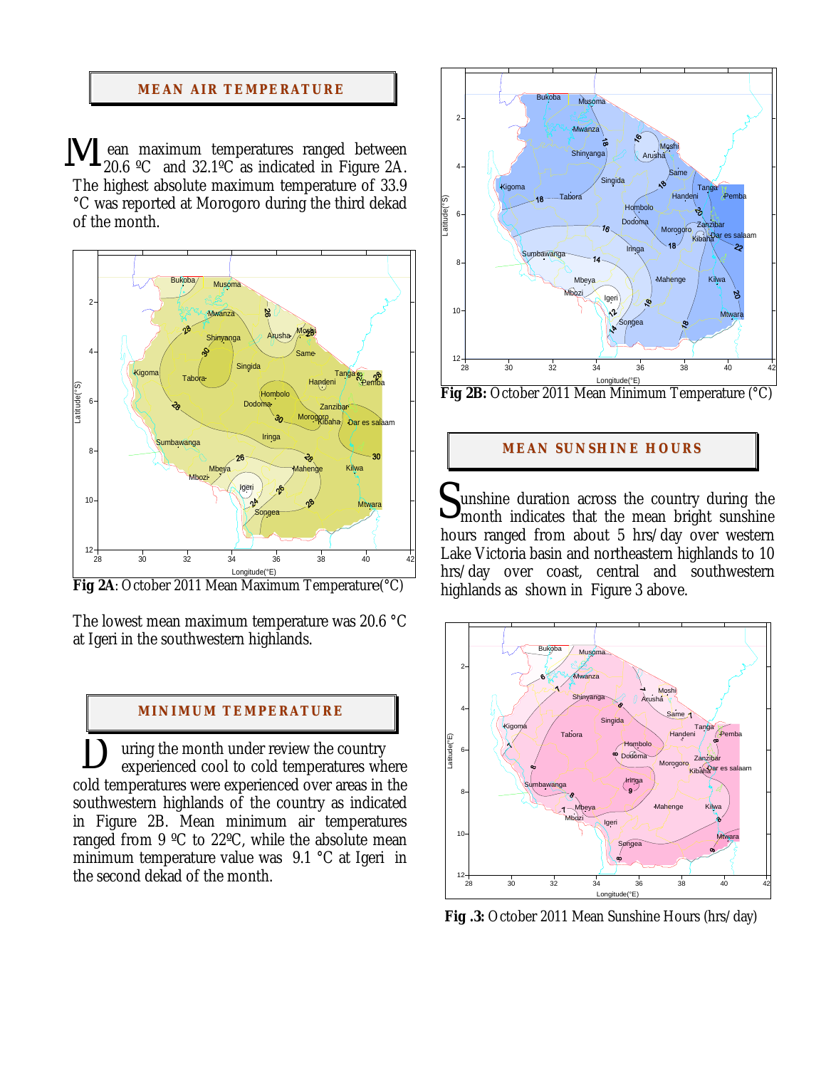## MEAN AIR TEMPERATURE

Mean maximum temperatures ranged between 20.6 ºC and 32.1ºC as indicated in Figure 2A. The highest absolute maximum temperature of 33.9 °C was reported at Morogoro during the third dekad of the month.

**Fig 2A**: October 2011 Mean Maximum Temperature(°C)

The lowest mean maximum temperature was 20.6 °C at Igeri in the southwestern highlands.

## MINIMUM TEMPERATURE

During the month under review the country experienced cool to cold temperatures where cold temperatures were experienced over areas in the southwestern highlands of the country as indicated in Figure 2B. Mean minimum air temperatures ranged from 9 ºC to 22ºC, while the absolute mean minimum temperature value was 9.1 °C at Igeri in the second dekad of the month.

**Fig 2B:** October 2011 Mean Minimum Temperature (°C)

## MEAN SUNSHINE HOURS

Sunshine duration across the country during the month indicates that the mean bright sunshine hours ranged from about 5 hrs/day over western Lake Victoria basin and northeastern highlands to 10 hrs/day over coast, central and southwestern highlands as shown in Figure 3 above.

**Fig .3:** October 2011 Mean Sunshine Hours (hrs/day)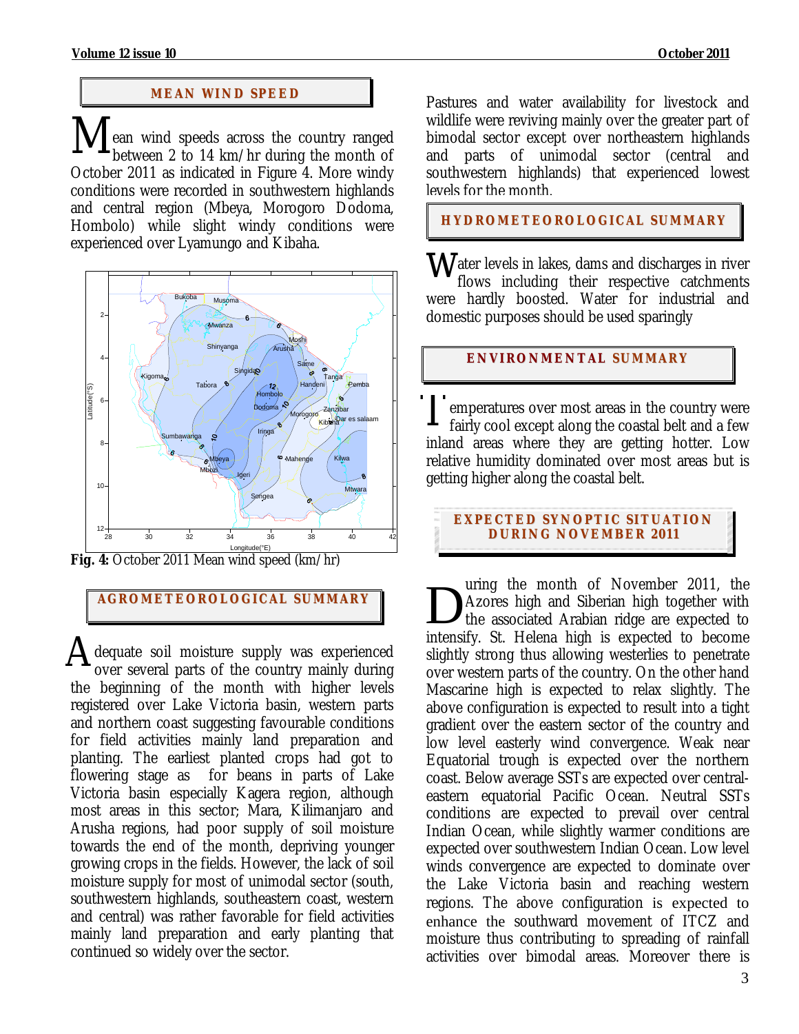## MEAN WIND SPEED

Mean wind speeds across the country ranged between 2 to 14 km/hr during the month of October 2011 as indicated in Figure 4. More windy conditions were recorded in southwestern highlands and central region (Mbeya, Morogoro Dodoma, Hombolo) while slight windy conditions were experienced over Lyamungo and Kibaha.

**Fig. 4:** October 2011 Mean wind speed (km/hr)

## AGROMETEOROLOGICAL SUMMARY

Adequate soil moisture supply was experienced over several parts of the country mainly during the beginning of the month with higher levels registered over Lake Victoria basin, western parts and northern coast suggesting favourable conditions for field activities mainly land preparation and planting. The earliest planted crops had got to flowering stage as for beans in parts of Lake Victoria basin especially Kagera region, although most areas in this sector; Mara, Kilimanjaro and Arusha regions, had poor supply of soil moisture towards the end of the month, depriving younger growing crops in the fields. However, the lack of soil moisture supply for most of unimodal sector (south, southwestern highlands, southeastern coast, western and central) was rather favorable for field activities mainly land preparation and early planting that continued so widely over the sector.

Pastures and water availability for livestock and wildlife were reviving mainly over the greater part of bimodal sector except over northeastern highlands and parts of unimodal sector (central and southwestern highlands) that experienced lowest levels for the month.

## HYDROMETEOROLOGICAL SUMMARY

Water levels in lakes, dams and discharges in river flows including their respective catchments were hardly boosted. Water for industrial and domestic purposes should be used sparingly

## ENVIRONMENTAL SUMMARY

Temperatures over most areas in the country were fairly cool except along the coastal belt and a few inland areas where they are getting hotter. Low relative humidity dominated over most areas but is getting higher along the coastal belt.

## EXPECTED SYNOPTIC SITUATION DURING NOVEMBER 2011

During the month of November 2011, the Azores high and Siberian high together with the associated Arabian ridge are expected to intensify. St. Helena high is expected to become slightly strong thus allowing westerlies to penetrate over western parts of the country. On the other hand Mascarine high is expected to relax slightly. The above configuration is expected to result into a tight gradient over the eastern sector of the country and low level easterly wind convergence. Weak near Equatorial trough is expected over the northern coast. Below average SSTs are expected over central-eastern equatorial Pacific Ocean. Neutral SSTs conditions are expected to prevail over central Indian Ocean, while slightly warmer conditions are expected over southwestern Indian Ocean. Low level winds convergence are expected to dominate over the Lake Victoria basin and reaching western regions. The above configuration is expected to enhance the southward movement of ITCZ and moisture thus contributing to spreading of rainfall activities over bimodal areas. Moreover there is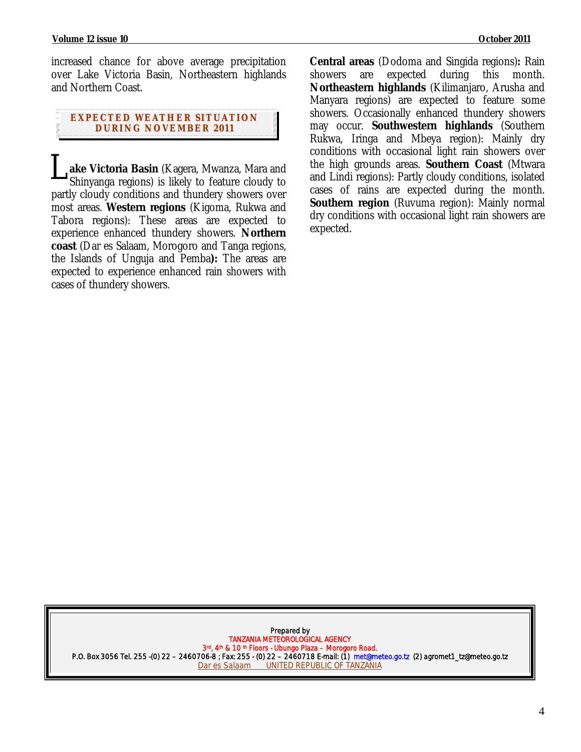increased chance for above average precipitation over Lake Victoria Basin, Northeastern highlands and Northern Coast.

## EXPECTED WEATHER SITUATION DURING NOVEMBER 2011

**Lake Victoria Basin** (Kagera, Mwanza, Mara and Shinyanga regions) is likely to feature cloudy to partly cloudy conditions and thundery showers over most areas. **Western regions** (Kigoma, Rukwa and Tabora regions): These areas are expected to experience enhanced thundery showers. **Northern coast** (Dar es Salaam, Morogoro and Tanga regions, the Islands of Unguja and Pemba**):** The areas are expected to experience enhanced rain showers with cases of thundery showers.

**Central areas** (Dodoma and Singida regions)**:** Rain showers are expected during this month. **Northeastern highlands** (Kilimanjaro, Arusha and Manyara regions) are expected to feature some showers. Occasionally enhanced thundery showers may occur. **Southwestern highlands** (Southern Rukwa, Iringa and Mbeya region): Mainly dry conditions with occasional light rain showers over the high grounds areas. **Southern Coast** (Mtwara and Lindi regions): Partly cloudy conditions, isolated cases of rains are expected during the month. **Southern region** (Ruvuma region): Mainly normal dry conditions with occasional light rain showers are expected.

Prepared by
TANZANIA METEOROLOGICAL AGENCY
3rd, 4th & 10th Floors - Ubungo Plaza – Morogoro Road.
P.O. Box 3056 Tel. 255 -(0) 22 – 2460706-8 ; Fax: 255 - (0) 22 – 2460718 E-mail: (1) met@meteo.go.tz (2) agromet1_tz@meteo.go.tz
Dar es Salaam UNITED REPUBLIC OF TANZANIA